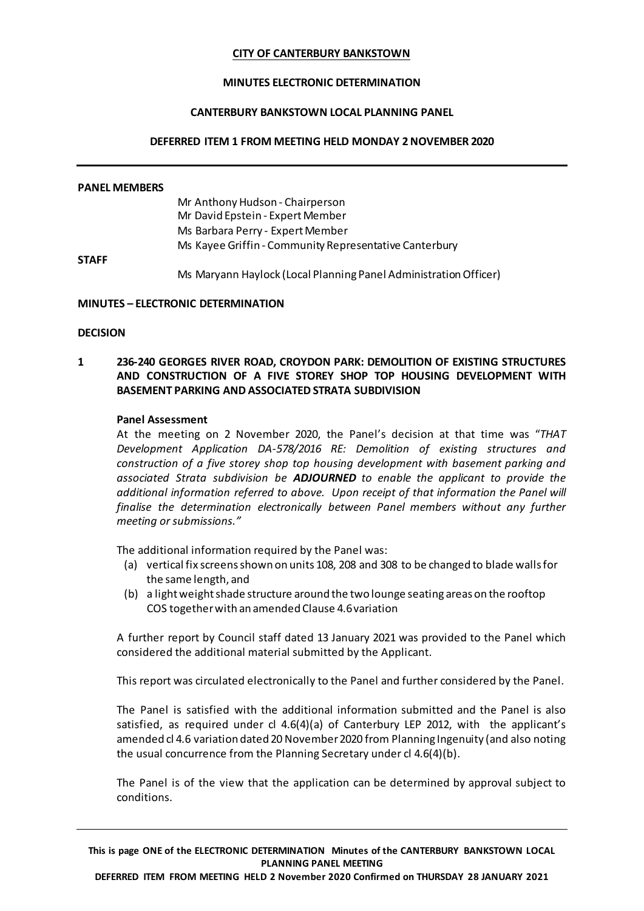**CITY OF CANTERBURY BANKSTOWN**

**MINUTES ELECTRONIC DETERMINATION**

**CANTERBURY BANKSTOWN LOCAL PLANNING PANEL**

**DEFERRED ITEM 1 FROM MEETING HELD MONDAY 2 NOVEMBER 2020**

---

**PANEL MEMBERS**

Mr Anthony Hudson - Chairperson
Mr David Epstein - Expert Member
Ms Barbara Perry - Expert Member
Ms Kayee Griffin - Community Representative Canterbury

**STAFF**

Ms Maryann Haylock (Local Planning Panel Administration Officer)

**MINUTES – ELECTRONIC DETERMINATION**

**DECISION**

**1 236-240 GEORGES RIVER ROAD, CROYDON PARK: DEMOLITION OF EXISTING STRUCTURES AND CONSTRUCTION OF A FIVE STOREY SHOP TOP HOUSING DEVELOPMENT WITH BASEMENT PARKING AND ASSOCIATED STRATA SUBDIVISION**

**Panel Assessment**

At the meeting on 2 November 2020, the Panel's decision at that time was "*THAT Development Application DA-578/2016 RE: Demolition of existing structures and construction of a five storey shop top housing development with basement parking and associated Strata subdivision be* ***ADJOURNED*** *to enable the applicant to provide the additional information referred to above. Upon receipt of that information the Panel will finalise the determination electronically between Panel members without any further meeting or submissions.*"

The additional information required by the Panel was:

(a) vertical fix screens shown on units 108, 208 and 308 to be changed to blade walls for the same length, and
(b) a light weight shade structure around the two lounge seating areas on the rooftop COS together with an amended Clause 4.6 variation

A further report by Council staff dated 13 January 2021 was provided to the Panel which considered the additional material submitted by the Applicant.

This report was circulated electronically to the Panel and further considered by the Panel.

The Panel is satisfied with the additional information submitted and the Panel is also satisfied, as required under cl 4.6(4)(a) of Canterbury LEP 2012, with the applicant's amended cl 4.6 variation dated 20 November 2020 from Planning Ingenuity (and also noting the usual concurrence from the Planning Secretary under cl 4.6(4)(b).

The Panel is of the view that the application can be determined by approval subject to conditions.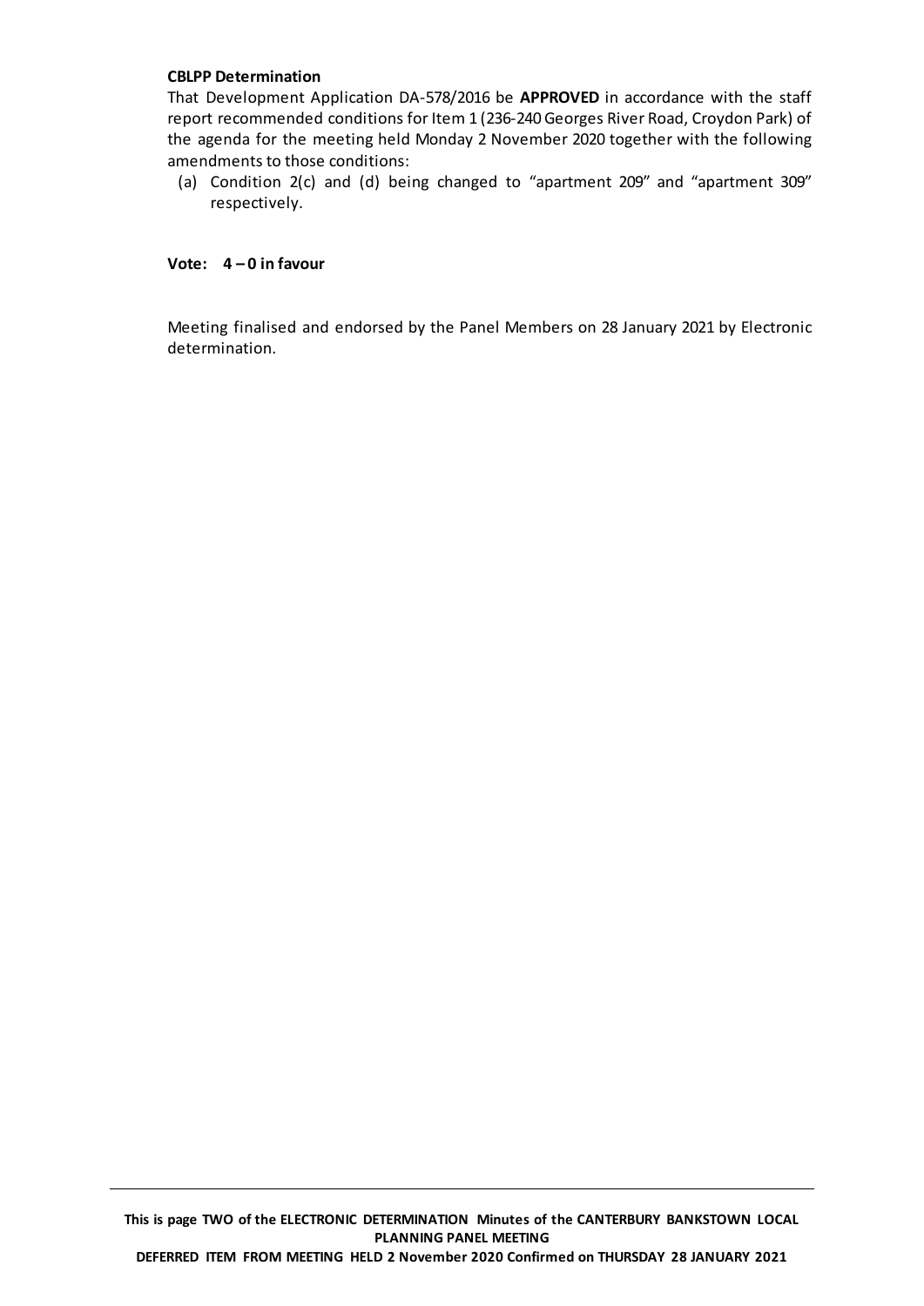**CBLPP Determination**

That Development Application DA-578/2016 be **APPROVED** in accordance with the staff report recommended conditions for Item 1 (236-240 Georges River Road, Croydon Park) of the agenda for the meeting held Monday 2 November 2020 together with the following amendments to those conditions:

(a) Condition 2(c) and (d) being changed to "apartment 209" and "apartment 309" respectively.

**Vote: 4 – 0 in favour**

Meeting finalised and endorsed by the Panel Members on 28 January 2021 by Electronic determination.